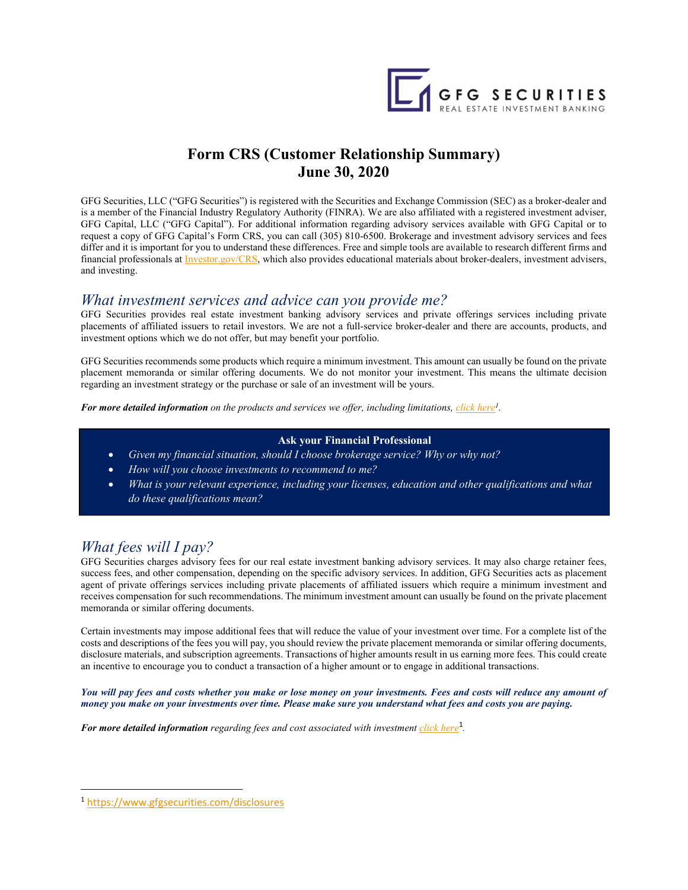GFG SECURITIES
REAL ESTATE INVESTMENT BANKING

# Form CRS (Customer Relationship Summary)
# June 30, 2020

GFG Securities, LLC ("GFG Securities") is registered with the Securities and Exchange Commission (SEC) as a broker-dealer and is a member of the Financial Industry Regulatory Authority (FINRA). We are also affiliated with a registered investment adviser, GFG Capital, LLC ("GFG Capital"). For additional information regarding advisory services available with GFG Capital or to request a copy of GFG Capital's Form CRS, you can call (305) 810-6500. Brokerage and investment advisory services and fees differ and it is important for you to understand these differences. Free and simple tools are available to research different firms and financial professionals at Investor.gov/CRS, which also provides educational materials about broker-dealers, investment advisers, and investing.

## *What investment services and advice can you provide me?*

GFG Securities provides real estate investment banking advisory services and private offerings services including private placements of affiliated issuers to retail investors. We are not a full-service broker-dealer and there are accounts, products, and investment options which we do not offer, but may benefit your portfolio.

GFG Securities recommends some products which require a minimum investment. This amount can usually be found on the private placement memoranda or similar offering documents. We do not monitor your investment. This means the ultimate decision regarding an investment strategy or the purchase or sale of an investment will be yours.

***For more detailed information*** *on the products and services we offer, including limitations, click here[1].*

**Ask your Financial Professional**

- *Given my financial situation, should I choose brokerage service? Why or why not?*
- *How will you choose investments to recommend to me?*
- *What is your relevant experience, including your licenses, education and other qualifications and what do these qualifications mean?*

## *What fees will I pay?*

GFG Securities charges advisory fees for our real estate investment banking advisory services. It may also charge retainer fees, success fees, and other compensation, depending on the specific advisory services. In addition, GFG Securities acts as placement agent of private offerings services including private placements of affiliated issuers which require a minimum investment and receives compensation for such recommendations. The minimum investment amount can usually be found on the private placement memoranda or similar offering documents.

Certain investments may impose additional fees that will reduce the value of your investment over time. For a complete list of the costs and descriptions of the fees you will pay, you should review the private placement memoranda or similar offering documents, disclosure materials, and subscription agreements. Transactions of higher amounts result in us earning more fees. This could create an incentive to encourage you to conduct a transaction of a higher amount or to engage in additional transactions.

***You will pay fees and costs whether you make or lose money on your investments. Fees and costs will reduce any amount of money you make on your investments over time. Please make sure you understand what fees and costs you are paying.***

***For more detailed information*** *regarding fees and cost associated with investment click here[1].*

[1] https://www.gfgsecurities.com/disclosures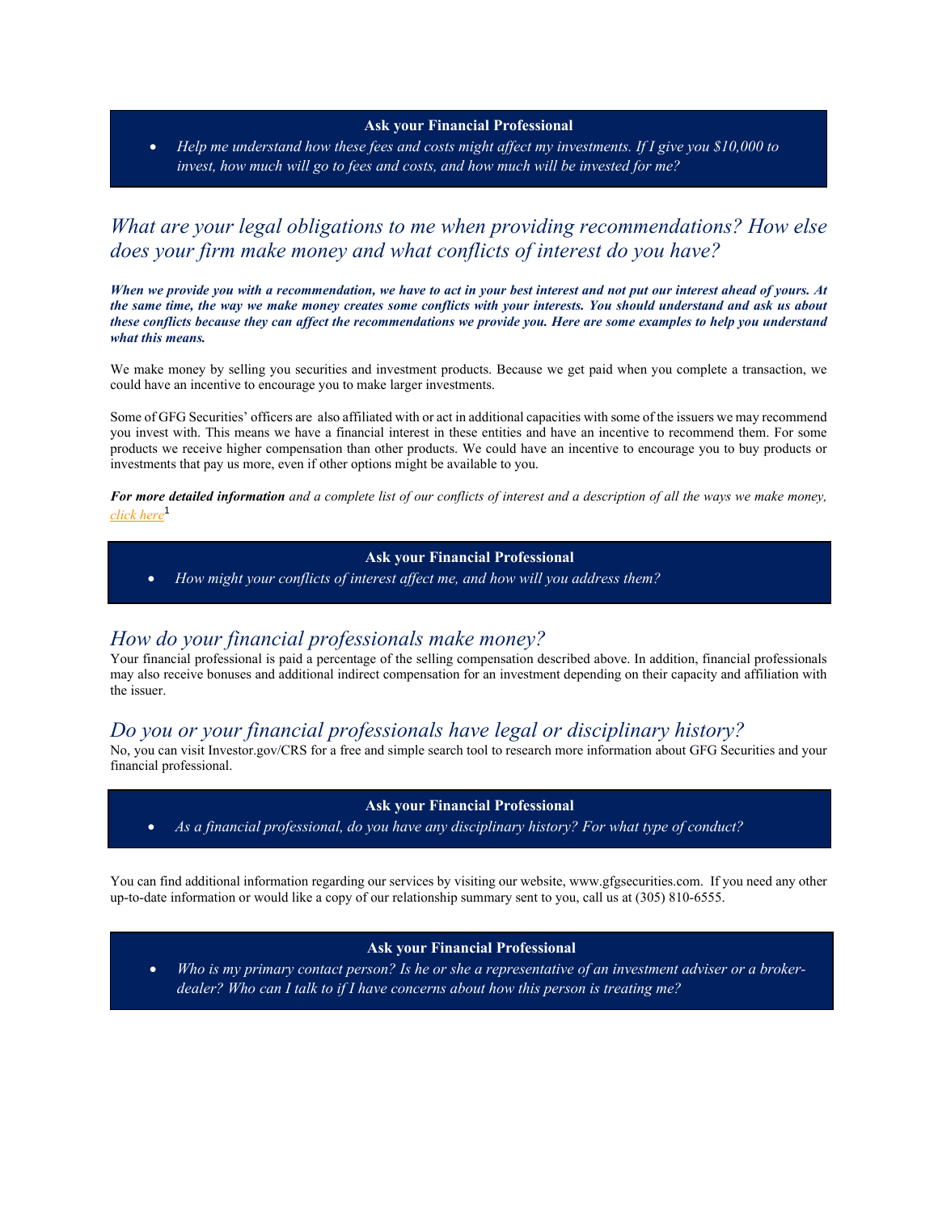**Ask your Financial Professional**

- *Help me understand how these fees and costs might affect my investments. If I give you $10,000 to invest, how much will go to fees and costs, and how much will be invested for me?*

## *What are your legal obligations to me when providing recommendations? How else does your firm make money and what conflicts of interest do you have?*

***When we provide you with a recommendation, we have to act in your best interest and not put our interest ahead of yours. At the same time, the way we make money creates some conflicts with your interests. You should understand and ask us about these conflicts because they can affect the recommendations we provide you. Here are some examples to help you understand what this means.***

We make money by selling you securities and investment products. Because we get paid when you complete a transaction, we could have an incentive to encourage you to make larger investments.

Some of GFG Securities' officers are also affiliated with or act in additional capacities with some of the issuers we may recommend you invest with. This means we have a financial interest in these entities and have an incentive to recommend them. For some products we receive higher compensation than other products. We could have an incentive to encourage you to buy products or investments that pay us more, even if other options might be available to you.

***For more detailed information** and a complete list of our conflicts of interest and a description of all the ways we make money, click here*[1]

**Ask your Financial Professional**

- *How might your conflicts of interest affect me, and how will you address them?*

## *How do your financial professionals make money?*

Your financial professional is paid a percentage of the selling compensation described above. In addition, financial professionals may also receive bonuses and additional indirect compensation for an investment depending on their capacity and affiliation with the issuer.

## *Do you or your financial professionals have legal or disciplinary history?*

No, you can visit Investor.gov/CRS for a free and simple search tool to research more information about GFG Securities and your financial professional.

**Ask your Financial Professional**

- *As a financial professional, do you have any disciplinary history? For what type of conduct?*

You can find additional information regarding our services by visiting our website, www.gfgsecurities.com. If you need any other up-to-date information or would like a copy of our relationship summary sent to you, call us at (305) 810-6555.

**Ask your Financial Professional**

- *Who is my primary contact person? Is he or she a representative of an investment adviser or a broker-dealer? Who can I talk to if I have concerns about how this person is treating me?*